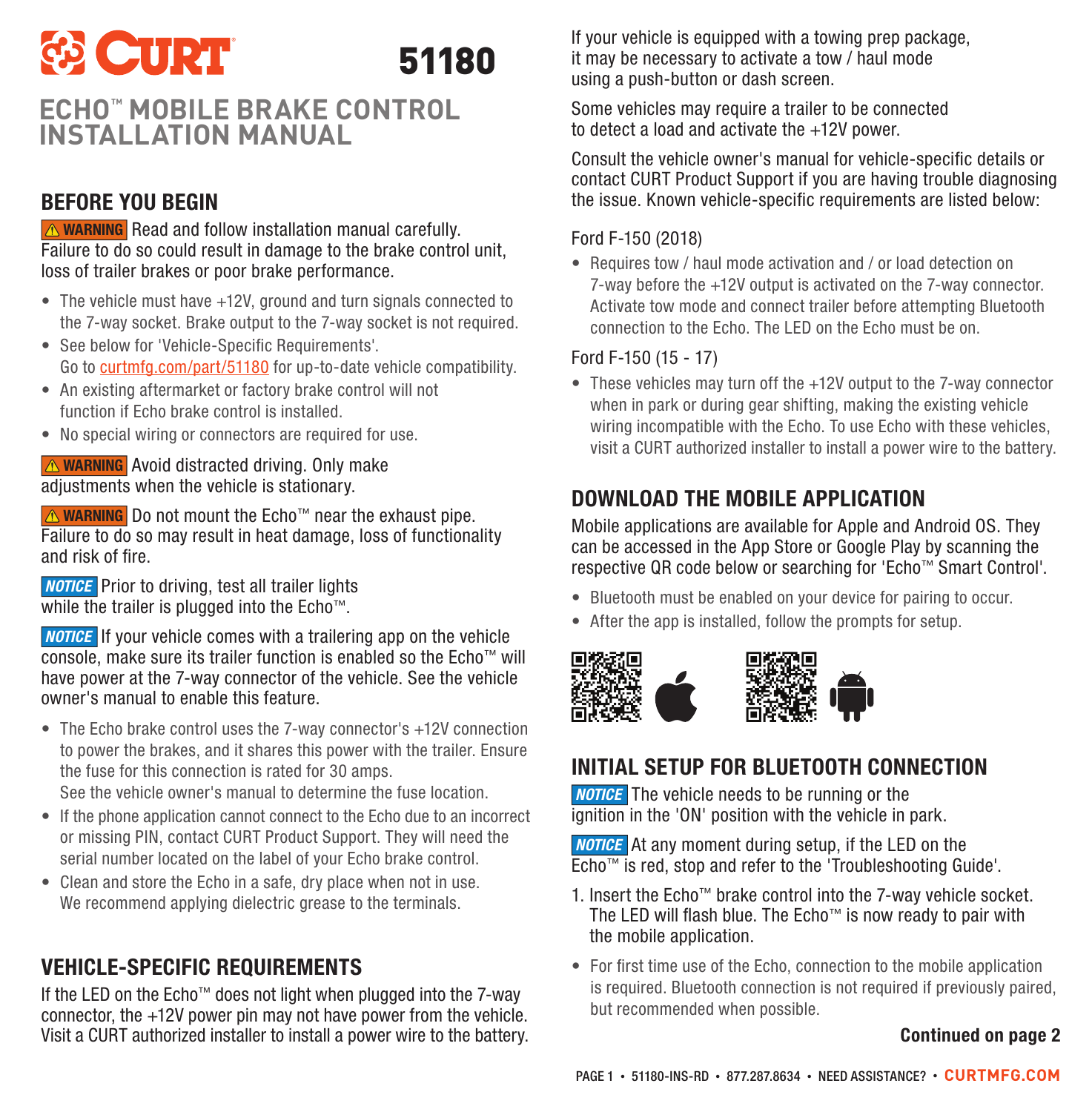# CURT 51180

## ECHO™ MOBILE BRAKE CONTROL INSTALLATION MANUAL

## BEFORE YOU BEGIN

**⚠ WARNING** Read and follow installation manual carefully. Failure to do so could result in damage to the brake control unit, loss of trailer brakes or poor brake performance.

- The vehicle must have +12V, ground and turn signals connected to the 7-way socket. Brake output to the 7-way socket is not required.
- See below for 'Vehicle-Specific Requirements'. Go to curtmfg.com/part/51180 for up-to-date vehicle compatibility.
- An existing aftermarket or factory brake control will not function if Echo brake control is installed.
- No special wiring or connectors are required for use.

**⚠ WARNING** Avoid distracted driving. Only make adjustments when the vehicle is stationary.

**⚠ WARNING** Do not mount the Echo™ near the exhaust pipe. Failure to do so may result in heat damage, loss of functionality and risk of fire.

***NOTICE*** Prior to driving, test all trailer lights while the trailer is plugged into the Echo™.

***NOTICE*** If your vehicle comes with a trailering app on the vehicle console, make sure its trailer function is enabled so the Echo™ will have power at the 7-way connector of the vehicle. See the vehicle owner's manual to enable this feature.

- The Echo brake control uses the 7-way connector's +12V connection to power the brakes, and it shares this power with the trailer. Ensure the fuse for this connection is rated for 30 amps. See the vehicle owner's manual to determine the fuse location.
- If the phone application cannot connect to the Echo due to an incorrect or missing PIN, contact CURT Product Support. They will need the serial number located on the label of your Echo brake control.
- Clean and store the Echo in a safe, dry place when not in use. We recommend applying dielectric grease to the terminals.

## VEHICLE-SPECIFIC REQUIREMENTS

If the LED on the Echo™ does not light when plugged into the 7-way connector, the +12V power pin may not have power from the vehicle. Visit a CURT authorized installer to install a power wire to the battery.

If your vehicle is equipped with a towing prep package, it may be necessary to activate a tow / haul mode using a push-button or dash screen.

Some vehicles may require a trailer to be connected to detect a load and activate the +12V power.

Consult the vehicle owner's manual for vehicle-specific details or contact CURT Product Support if you are having trouble diagnosing the issue. Known vehicle-specific requirements are listed below:

Ford F-150 (2018)

- Requires tow / haul mode activation and / or load detection on 7-way before the +12V output is activated on the 7-way connector. Activate tow mode and connect trailer before attempting Bluetooth connection to the Echo. The LED on the Echo must be on.

Ford F-150 (15 - 17)

- These vehicles may turn off the +12V output to the 7-way connector when in park or during gear shifting, making the existing vehicle wiring incompatible with the Echo. To use Echo with these vehicles, visit a CURT authorized installer to install a power wire to the battery.

## DOWNLOAD THE MOBILE APPLICATION

Mobile applications are available for Apple and Android OS. They can be accessed in the App Store or Google Play by scanning the respective QR code below or searching for 'Echo™ Smart Control'.

- Bluetooth must be enabled on your device for pairing to occur.
- After the app is installed, follow the prompts for setup.

## INITIAL SETUP FOR BLUETOOTH CONNECTION

***NOTICE*** The vehicle needs to be running or the ignition in the 'ON' position with the vehicle in park.

***NOTICE*** At any moment during setup, if the LED on the Echo™ is red, stop and refer to the 'Troubleshooting Guide'.

1. Insert the Echo™ brake control into the 7-way vehicle socket. The LED will flash blue. The Echo™ is now ready to pair with the mobile application.

- For first time use of the Echo, connection to the mobile application is required. Bluetooth connection is not required if previously paired, but recommended when possible.

**Continued on page 2**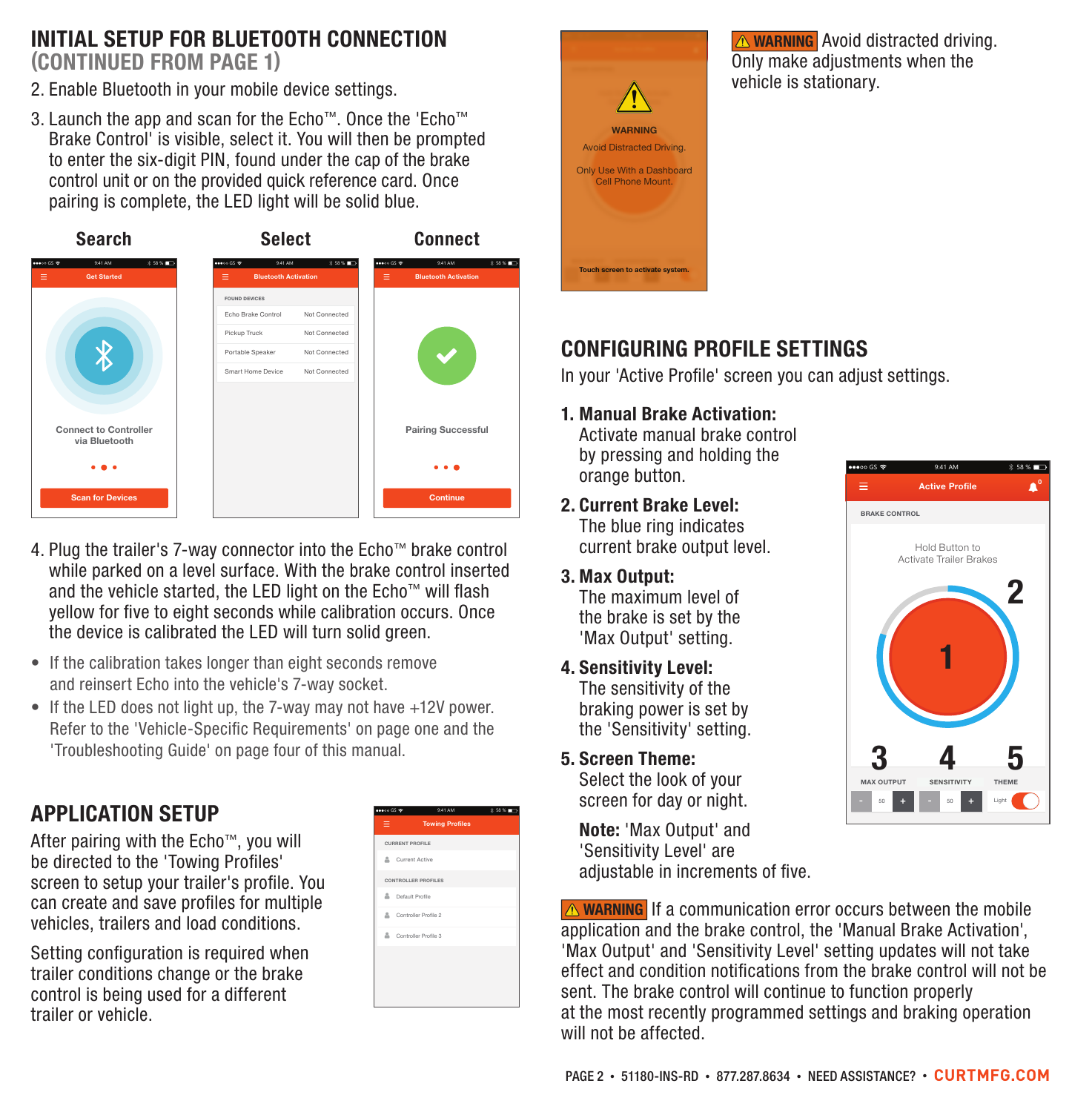## INITIAL SETUP FOR BLUETOOTH CONNECTION (CONTINUED FROM PAGE 1)

2. Enable Bluetooth in your mobile device settings.
3. Launch the app and scan for the Echo™. Once the 'Echo™ Brake Control' is visible, select it. You will then be prompted to enter the six-digit PIN, found under the cap of the brake control unit or on the provided quick reference card. Once pairing is complete, the LED light will be solid blue.

**Search** | **Select** | **Connect**

4. Plug the trailer's 7-way connector into the Echo™ brake control while parked on a level surface. With the brake control inserted and the vehicle started, the LED light on the Echo™ will flash yellow for five to eight seconds while calibration occurs. Once the device is calibrated the LED will turn solid green.

- If the calibration takes longer than eight seconds remove and reinsert Echo into the vehicle's 7-way socket.
- If the LED does not light up, the 7-way may not have +12V power. Refer to the 'Vehicle-Specific Requirements' on page one and the 'Troubleshooting Guide' on page four of this manual.

## APPLICATION SETUP

After pairing with the Echo™, you will be directed to the 'Towing Profiles' screen to setup your trailer's profile. You can create and save profiles for multiple vehicles, trailers and load conditions.

Setting configuration is required when trailer conditions change or the brake control is being used for a different trailer or vehicle.

**⚠ WARNING** Avoid distracted driving. Only make adjustments when the vehicle is stationary.

## CONFIGURING PROFILE SETTINGS

In your 'Active Profile' screen you can adjust settings.

1. **Manual Brake Activation:** Activate manual brake control by pressing and holding the orange button.
2. **Current Brake Level:** The blue ring indicates current brake output level.
3. **Max Output:** The maximum level of the brake is set by the 'Max Output' setting.
4. **Sensitivity Level:** The sensitivity of the braking power is set by the 'Sensitivity' setting.
5. **Screen Theme:** Select the look of your screen for day or night.

**Note:** 'Max Output' and 'Sensitivity Level' are adjustable in increments of five.

**⚠ WARNING** If a communication error occurs between the mobile application and the brake control, the 'Manual Brake Activation', 'Max Output' and 'Sensitivity Level' setting updates will not take effect and condition notifications from the brake control will not be sent. The brake control will continue to function properly at the most recently programmed settings and braking operation will not be affected.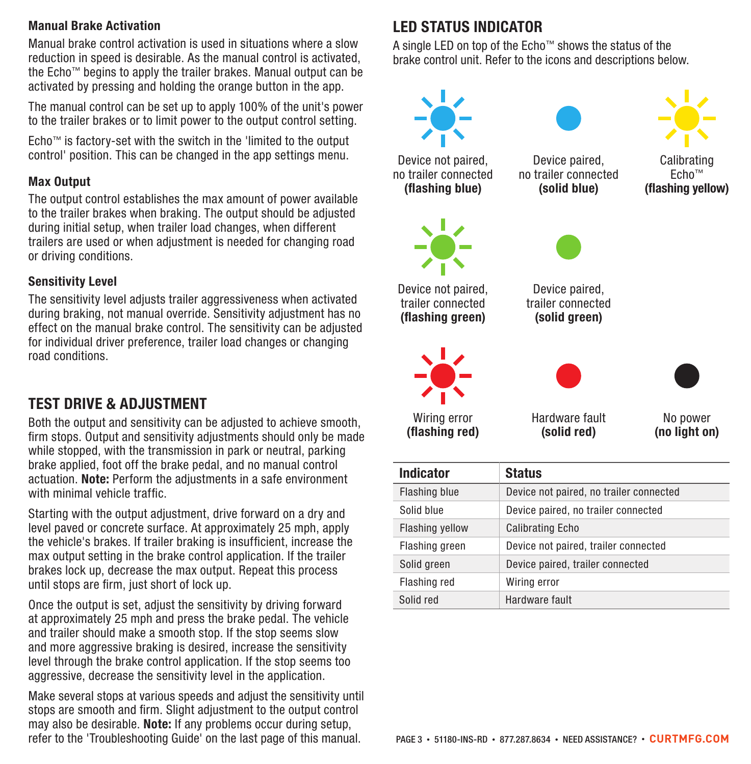### Manual Brake Activation

Manual brake control activation is used in situations where a slow reduction in speed is desirable. As the manual control is activated, the Echo™ begins to apply the trailer brakes. Manual output can be activated by pressing and holding the orange button in the app.

The manual control can be set up to apply 100% of the unit's power to the trailer brakes or to limit power to the output control setting.

Echo™ is factory-set with the switch in the 'limited to the output control' position. This can be changed in the app settings menu.

### Max Output

The output control establishes the max amount of power available to the trailer brakes when braking. The output should be adjusted during initial setup, when trailer load changes, when different trailers are used or when adjustment is needed for changing road or driving conditions.

### Sensitivity Level

The sensitivity level adjusts trailer aggressiveness when activated during braking, not manual override. Sensitivity adjustment has no effect on the manual brake control. The sensitivity can be adjusted for individual driver preference, trailer load changes or changing road conditions.

## TEST DRIVE & ADJUSTMENT

Both the output and sensitivity can be adjusted to achieve smooth, firm stops. Output and sensitivity adjustments should only be made while stopped, with the transmission in park or neutral, parking brake applied, foot off the brake pedal, and no manual control actuation. **Note:** Perform the adjustments in a safe environment with minimal vehicle traffic.

Starting with the output adjustment, drive forward on a dry and level paved or concrete surface. At approximately 25 mph, apply the vehicle's brakes. If trailer braking is insufficient, increase the max output setting in the brake control application. If the trailer brakes lock up, decrease the max output. Repeat this process until stops are firm, just short of lock up.

Once the output is set, adjust the sensitivity by driving forward at approximately 25 mph and press the brake pedal. The vehicle and trailer should make a smooth stop. If the stop seems slow and more aggressive braking is desired, increase the sensitivity level through the brake control application. If the stop seems too aggressive, decrease the sensitivity level in the application.

Make several stops at various speeds and adjust the sensitivity until stops are smooth and firm. Slight adjustment to the output control may also be desirable. **Note:** If any problems occur during setup, refer to the 'Troubleshooting Guide' on the last page of this manual.

## LED STATUS INDICATOR

A single LED on top of the Echo™ shows the status of the brake control unit. Refer to the icons and descriptions below.

Device not paired, no trailer connected **(flashing blue)**

Device paired, no trailer connected **(solid blue)**

Calibrating Echo™ **(flashing yellow)**

Device not paired, trailer connected **(flashing green)**

Device paired, trailer connected **(solid green)**

Wiring error **(flashing red)**

Hardware fault **(solid red)**

No power **(no light on)**

| Indicator | Status |
|---|---|
| Flashing blue | Device not paired, no trailer connected |
| Solid blue | Device paired, no trailer connected |
| Flashing yellow | Calibrating Echo |
| Flashing green | Device not paired, trailer connected |
| Solid green | Device paired, trailer connected |
| Flashing red | Wiring error |
| Solid red | Hardware fault |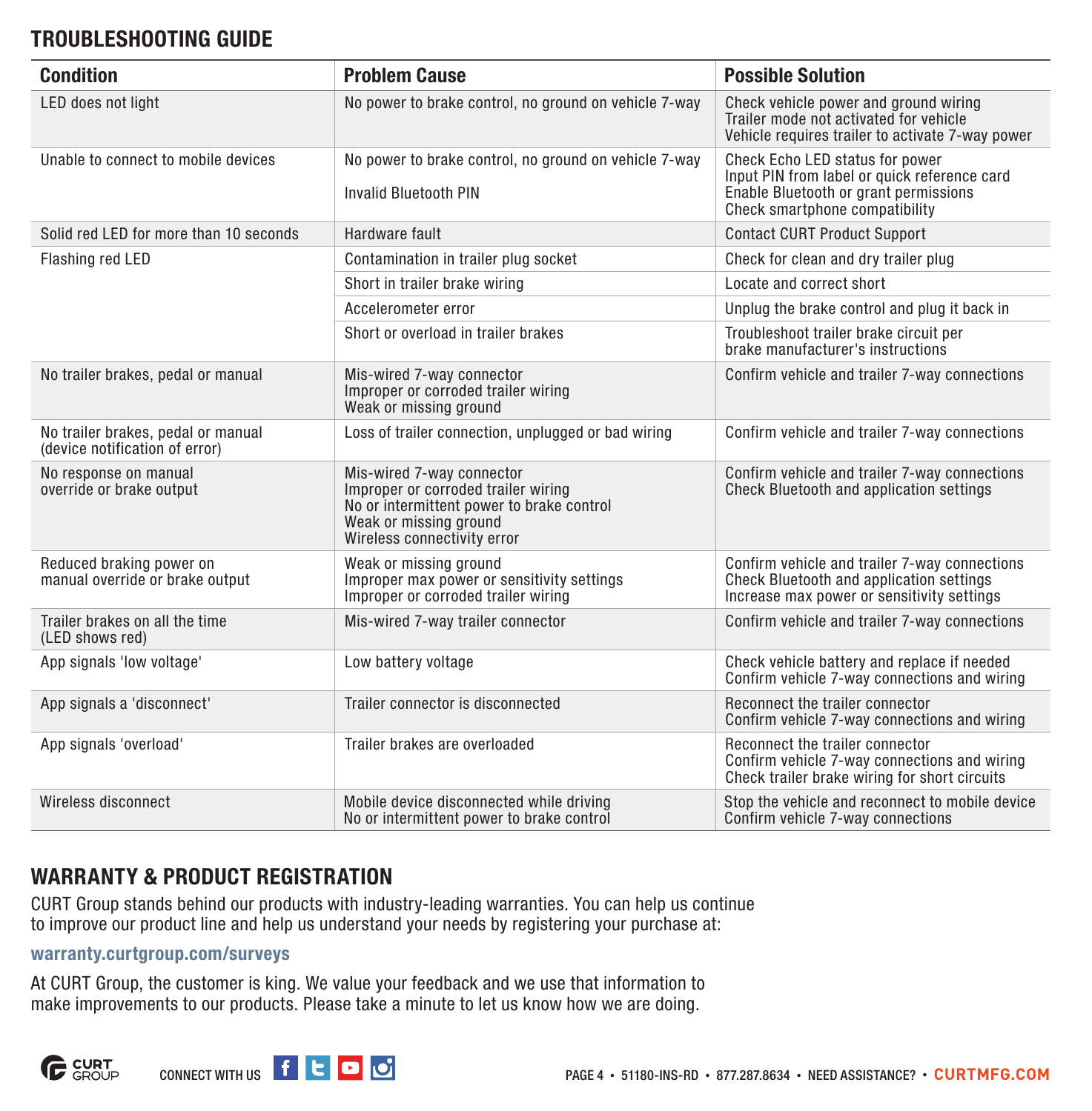## TROUBLESHOOTING GUIDE

| Condition | Problem Cause | Possible Solution |
|---|---|---|
| LED does not light | No power to brake control, no ground on vehicle 7-way | Check vehicle power and ground wiring<br>Trailer mode not activated for vehicle<br>Vehicle requires trailer to activate 7-way power |
| Unable to connect to mobile devices | No power to brake control, no ground on vehicle 7-way<br><br>Invalid Bluetooth PIN | Check Echo LED status for power<br>Input PIN from label or quick reference card<br>Enable Bluetooth or grant permissions<br>Check smartphone compatibility |
| Solid red LED for more than 10 seconds | Hardware fault | Contact CURT Product Support |
| Flashing red LED | Contamination in trailer plug socket | Check for clean and dry trailer plug |
| | Short in trailer brake wiring | Locate and correct short |
| | Accelerometer error | Unplug the brake control and plug it back in |
| | Short or overload in trailer brakes | Troubleshoot trailer brake circuit per brake manufacturer's instructions |
| No trailer brakes, pedal or manual | Mis-wired 7-way connector<br>Improper or corroded trailer wiring<br>Weak or missing ground | Confirm vehicle and trailer 7-way connections |
| No trailer brakes, pedal or manual (device notification of error) | Loss of trailer connection, unplugged or bad wiring | Confirm vehicle and trailer 7-way connections |
| No response on manual override or brake output | Mis-wired 7-way connector<br>Improper or corroded trailer wiring<br>No or intermittent power to brake control<br>Weak or missing ground<br>Wireless connectivity error | Confirm vehicle and trailer 7-way connections<br>Check Bluetooth and application settings |
| Reduced braking power on manual override or brake output | Weak or missing ground<br>Improper max power or sensitivity settings<br>Improper or corroded trailer wiring | Confirm vehicle and trailer 7-way connections<br>Check Bluetooth and application settings<br>Increase max power or sensitivity settings |
| Trailer brakes on all the time (LED shows red) | Mis-wired 7-way trailer connector | Confirm vehicle and trailer 7-way connections |
| App signals 'low voltage' | Low battery voltage | Check vehicle battery and replace if needed<br>Confirm vehicle 7-way connections and wiring |
| App signals a 'disconnect' | Trailer connector is disconnected | Reconnect the trailer connector<br>Confirm vehicle 7-way connections and wiring |
| App signals 'overload' | Trailer brakes are overloaded | Reconnect the trailer connector<br>Confirm vehicle 7-way connections and wiring<br>Check trailer brake wiring for short circuits |
| Wireless disconnect | Mobile device disconnected while driving<br>No or intermittent power to brake control | Stop the vehicle and reconnect to mobile device<br>Confirm vehicle 7-way connections |

## WARRANTY & PRODUCT REGISTRATION

CURT Group stands behind our products with industry-leading warranties. You can help us continue to improve our product line and help us understand your needs by registering your purchase at:

**warranty.curtgroup.com/surveys**

At CURT Group, the customer is king. We value your feedback and we use that information to make improvements to our products. Please take a minute to let us know how we are doing.

CURT GROUP CONNECT WITH US

PAGE 4 • 51180-INS-RD • 877.287.8634 • NEED ASSISTANCE? • CURTMFG.COM